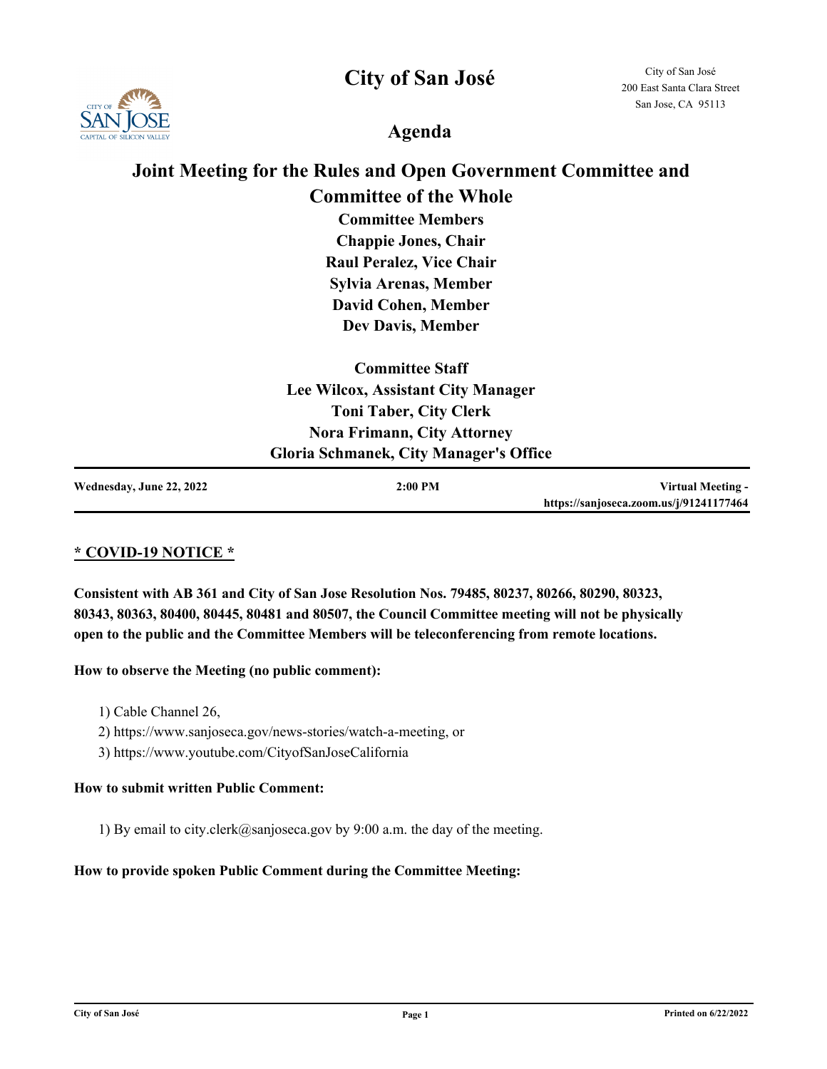# City of San José

City of San José
200 East Santa Clara Street
San Jose, CA 95113

## Agenda

# Joint Meeting for the Rules and Open Government Committee and Committee of the Whole

**Committee Members**
**Chappie Jones, Chair**
**Raul Peralez, Vice Chair**
**Sylvia Arenas, Member**
**David Cohen, Member**
**Dev Davis, Member**

**Committee Staff**
**Lee Wilcox, Assistant City Manager**
**Toni Taber, City Clerk**
**Nora Frimann, City Attorney**
**Gloria Schmanek, City Manager's Office**

| Wednesday, June 22, 2022 | 2:00 PM | Virtual Meeting - https://sanjoseca.zoom.us/j/91241177464 |
| --- | --- | --- |

## * COVID-19 NOTICE *

**Consistent with AB 361 and City of San Jose Resolution Nos. 79485, 80237, 80266, 80290, 80323, 80343, 80363, 80400, 80445, 80481 and 80507, the Council Committee meeting will not be physically open to the public and the Committee Members will be teleconferencing from remote locations.**

**How to observe the Meeting (no public comment):**

1) Cable Channel 26,
2) https://www.sanjoseca.gov/news-stories/watch-a-meeting, or
3) https://www.youtube.com/CityofSanJoseCalifornia

**How to submit written Public Comment:**

1) By email to city.clerk@sanjoseca.gov by 9:00 a.m. the day of the meeting.

**How to provide spoken Public Comment during the Committee Meeting:**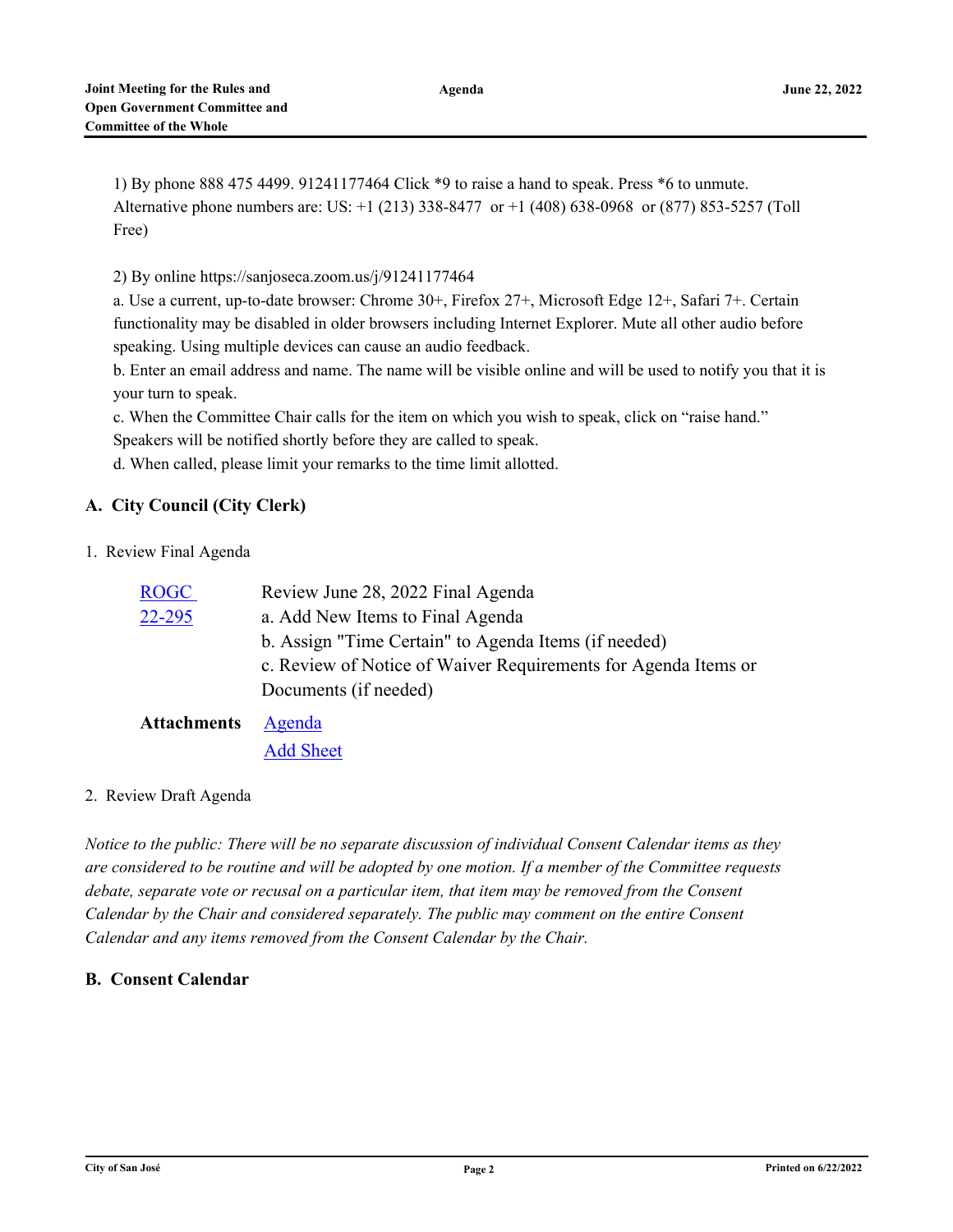1) By phone 888 475 4499. 91241177464 Click *9 to raise a hand to speak. Press *6 to unmute. Alternative phone numbers are: US: +1 (213) 338-8477 or +1 (408) 638-0968 or (877) 853-5257 (Toll Free)

2) By online https://sanjoseca.zoom.us/j/91241177464

a. Use a current, up-to-date browser: Chrome 30+, Firefox 27+, Microsoft Edge 12+, Safari 7+. Certain functionality may be disabled in older browsers including Internet Explorer. Mute all other audio before speaking. Using multiple devices can cause an audio feedback.

b. Enter an email address and name. The name will be visible online and will be used to notify you that it is your turn to speak.

c. When the Committee Chair calls for the item on which you wish to speak, click on "raise hand." Speakers will be notified shortly before they are called to speak.

d. When called, please limit your remarks to the time limit allotted.

## A. City Council (City Clerk)

1. Review Final Agenda

[ROGC 22-295] Review June 28, 2022 Final Agenda

a. Add New Items to Final Agenda

b. Assign "Time Certain" to Agenda Items (if needed)

c. Review of Notice of Waiver Requirements for Agenda Items or Documents (if needed)

**Attachments** [Agenda]
[Add Sheet]

2. Review Draft Agenda

*Notice to the public: There will be no separate discussion of individual Consent Calendar items as they are considered to be routine and will be adopted by one motion. If a member of the Committee requests debate, separate vote or recusal on a particular item, that item may be removed from the Consent Calendar by the Chair and considered separately. The public may comment on the entire Consent Calendar and any items removed from the Consent Calendar by the Chair.*

## B. Consent Calendar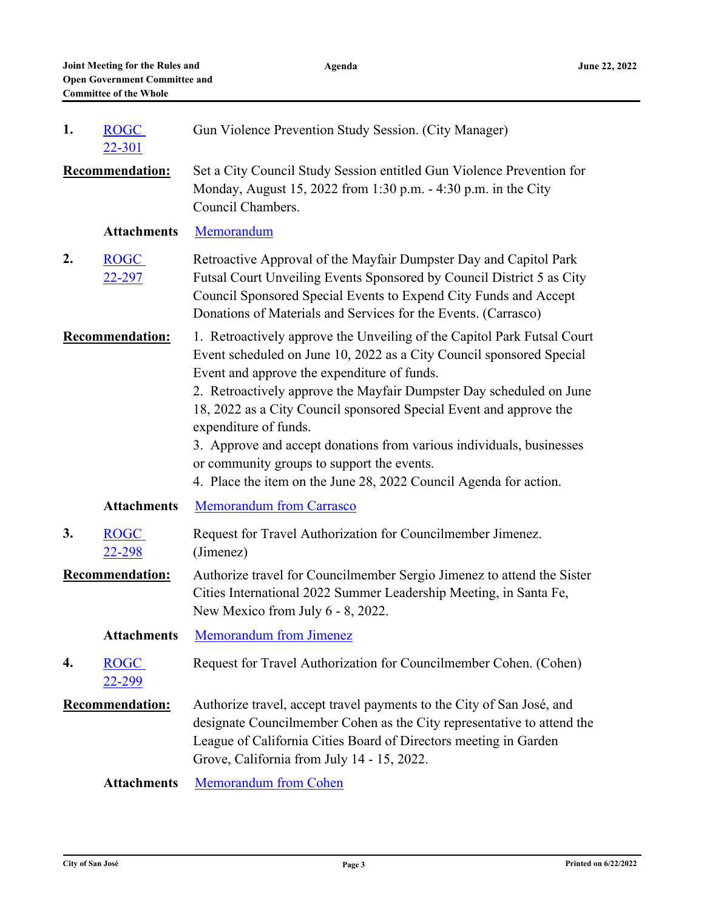**1.** ROGC 22-301

Gun Violence Prevention Study Session. (City Manager)

**Recommendation:** Set a City Council Study Session entitled Gun Violence Prevention for Monday, August 15, 2022 from 1:30 p.m. - 4:30 p.m. in the City Council Chambers.

**Attachments** Memorandum

**2.** ROGC 22-297

Retroactive Approval of the Mayfair Dumpster Day and Capitol Park Futsal Court Unveiling Events Sponsored by Council District 5 as City Council Sponsored Special Events to Expend City Funds and Accept Donations of Materials and Services for the Events. (Carrasco)

**Recommendation:**

1. Retroactively approve the Unveiling of the Capitol Park Futsal Court Event scheduled on June 10, 2022 as a City Council sponsored Special Event and approve the expenditure of funds.
2. Retroactively approve the Mayfair Dumpster Day scheduled on June 18, 2022 as a City Council sponsored Special Event and approve the expenditure of funds.
3. Approve and accept donations from various individuals, businesses or community groups to support the events.
4. Place the item on the June 28, 2022 Council Agenda for action.

**Attachments** Memorandum from Carrasco

**3.** ROGC 22-298

Request for Travel Authorization for Councilmember Jimenez. (Jimenez)

**Recommendation:** Authorize travel for Councilmember Sergio Jimenez to attend the Sister Cities International 2022 Summer Leadership Meeting, in Santa Fe, New Mexico from July 6 - 8, 2022.

**Attachments** Memorandum from Jimenez

**4.** ROGC 22-299

Request for Travel Authorization for Councilmember Cohen. (Cohen)

**Recommendation:** Authorize travel, accept travel payments to the City of San José, and designate Councilmember Cohen as the City representative to attend the League of California Cities Board of Directors meeting in Garden Grove, California from July 14 - 15, 2022.

**Attachments** Memorandum from Cohen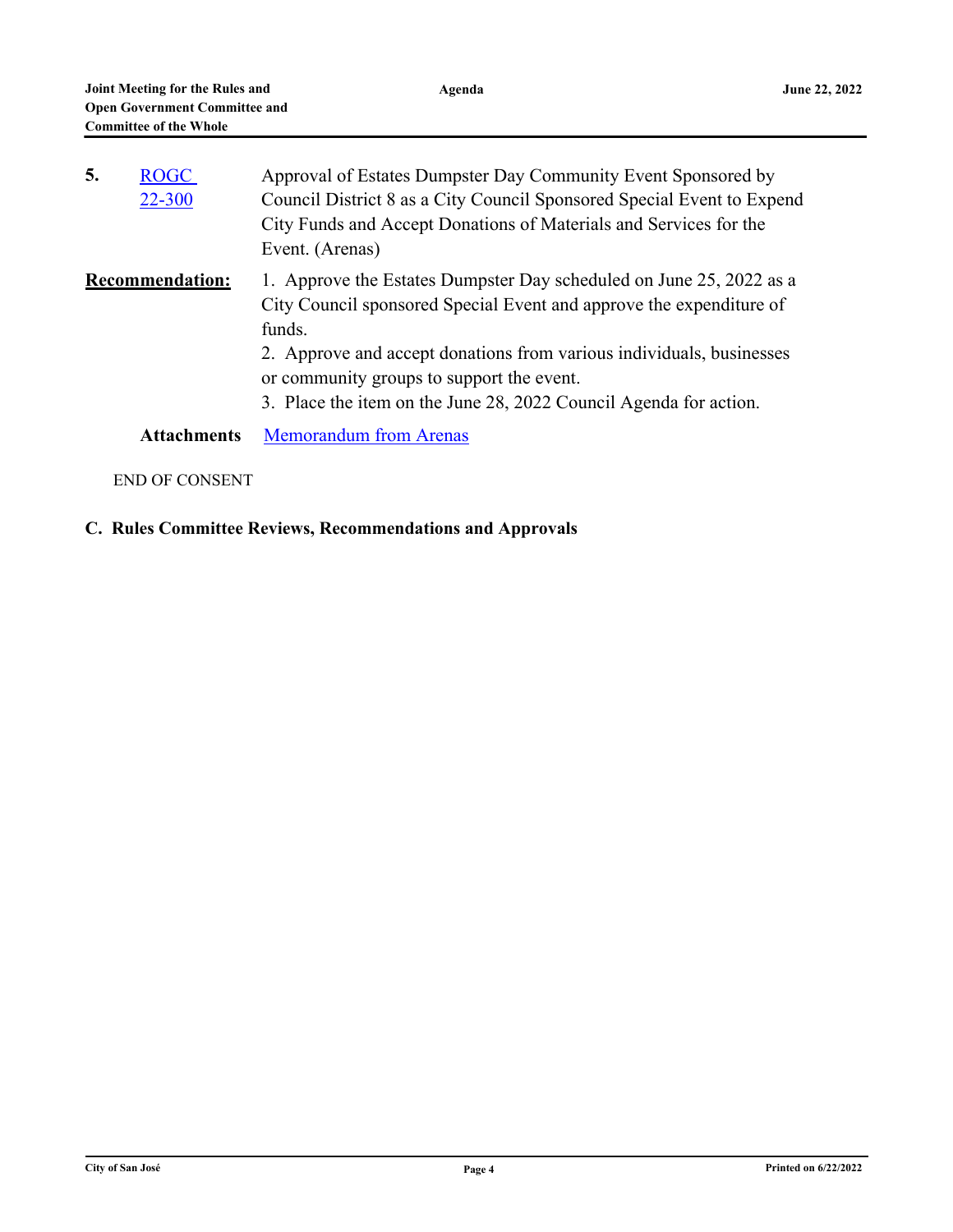**5.** ROGC 22-300

Approval of Estates Dumpster Day Community Event Sponsored by Council District 8 as a City Council Sponsored Special Event to Expend City Funds and Accept Donations of Materials and Services for the Event. (Arenas)

**Recommendation:**

1. Approve the Estates Dumpster Day scheduled on June 25, 2022 as a City Council sponsored Special Event and approve the expenditure of funds.
2. Approve and accept donations from various individuals, businesses or community groups to support the event.
3. Place the item on the June 28, 2022 Council Agenda for action.

**Attachments** Memorandum from Arenas

END OF CONSENT

## C. Rules Committee Reviews, Recommendations and Approvals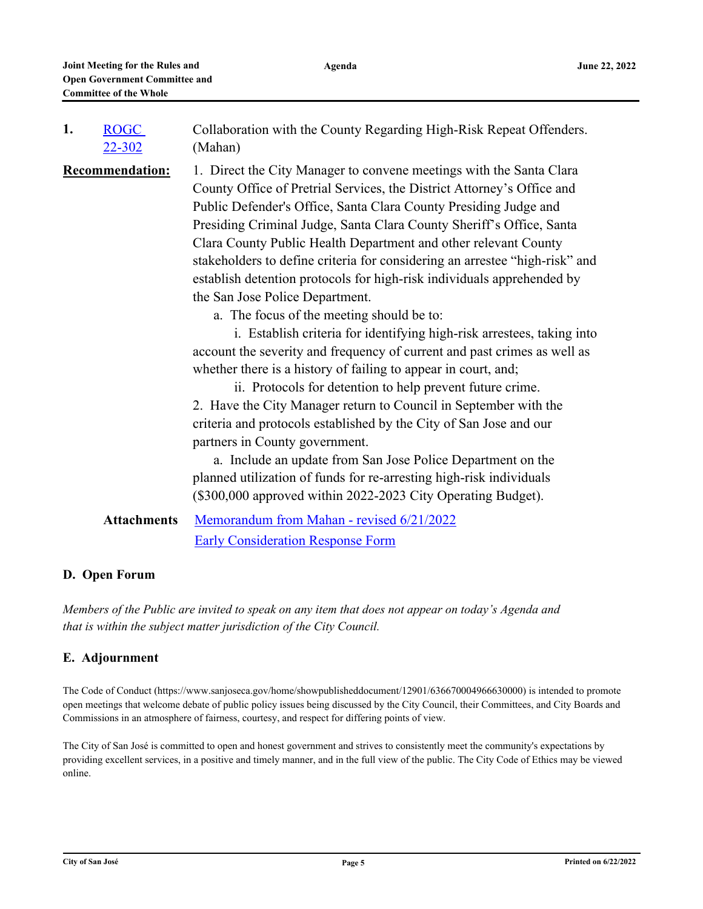**1.** ROGC 22-302

Collaboration with the County Regarding High-Risk Repeat Offenders. (Mahan)

**Recommendation:**

1. Direct the City Manager to convene meetings with the Santa Clara County Office of Pretrial Services, the District Attorney's Office and Public Defender's Office, Santa Clara County Presiding Judge and Presiding Criminal Judge, Santa Clara County Sheriff's Office, Santa Clara County Public Health Department and other relevant County stakeholders to define criteria for considering an arrestee "high-risk" and establish detention protocols for high-risk individuals apprehended by the San Jose Police Department.
   a. The focus of the meeting should be to:
      i. Establish criteria for identifying high-risk arrestees, taking into account the severity and frequency of current and past crimes as well as whether there is a history of failing to appear in court, and;
      ii. Protocols for detention to help prevent future crime.
2. Have the City Manager return to Council in September with the criteria and protocols established by the City of San Jose and our partners in County government.
   a. Include an update from San Jose Police Department on the planned utilization of funds for re-arresting high-risk individuals ($300,000 approved within 2022-2023 City Operating Budget).

**Attachments**
Memorandum from Mahan - revised 6/21/2022
Early Consideration Response Form

## D. Open Forum

*Members of the Public are invited to speak on any item that does not appear on today's Agenda and that is within the subject matter jurisdiction of the City Council.*

## E. Adjournment

The Code of Conduct (https://www.sanjoseca.gov/home/showpublisheddocument/12901/636670004966630000) is intended to promote open meetings that welcome debate of public policy issues being discussed by the City Council, their Committees, and City Boards and Commissions in an atmosphere of fairness, courtesy, and respect for differing points of view.

The City of San José is committed to open and honest government and strives to consistently meet the community's expectations by providing excellent services, in a positive and timely manner, and in the full view of the public. The City Code of Ethics may be viewed online.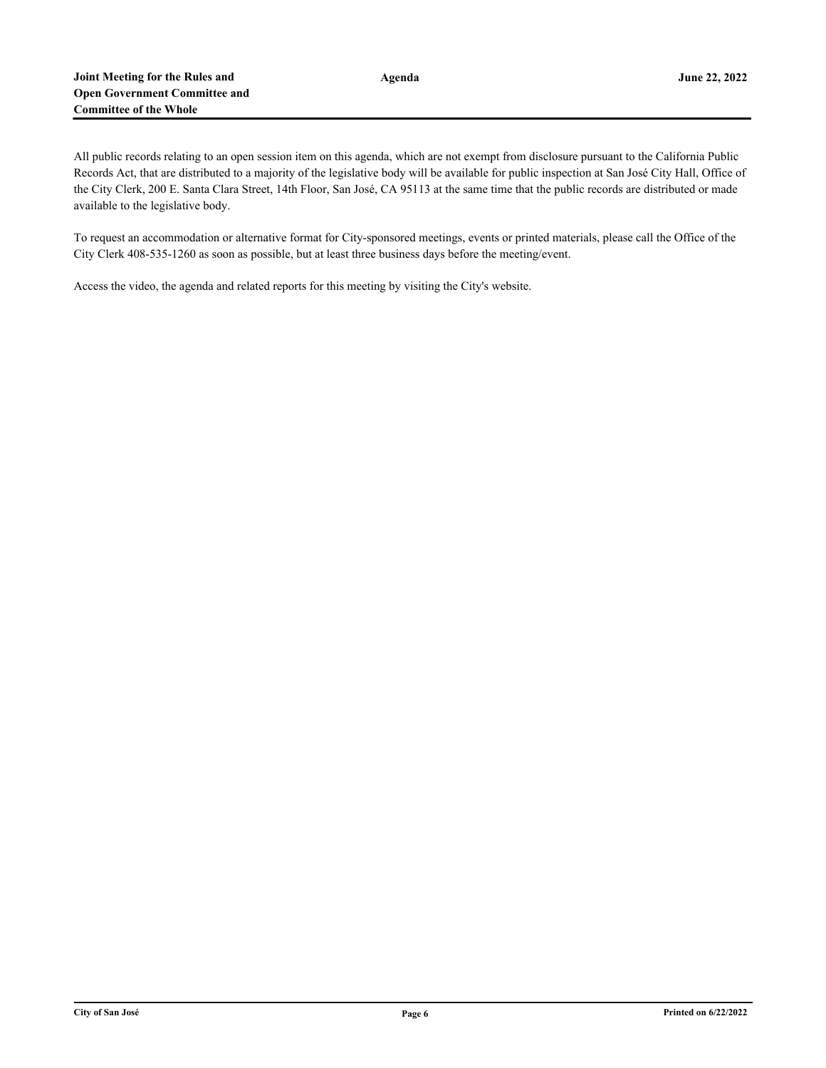All public records relating to an open session item on this agenda, which are not exempt from disclosure pursuant to the California Public Records Act, that are distributed to a majority of the legislative body will be available for public inspection at San José City Hall, Office of the City Clerk, 200 E. Santa Clara Street, 14th Floor, San José, CA 95113 at the same time that the public records are distributed or made available to the legislative body.

To request an accommodation or alternative format for City-sponsored meetings, events or printed materials, please call the Office of the City Clerk 408-535-1260 as soon as possible, but at least three business days before the meeting/event.

Access the video, the agenda and related reports for this meeting by visiting the City's website.